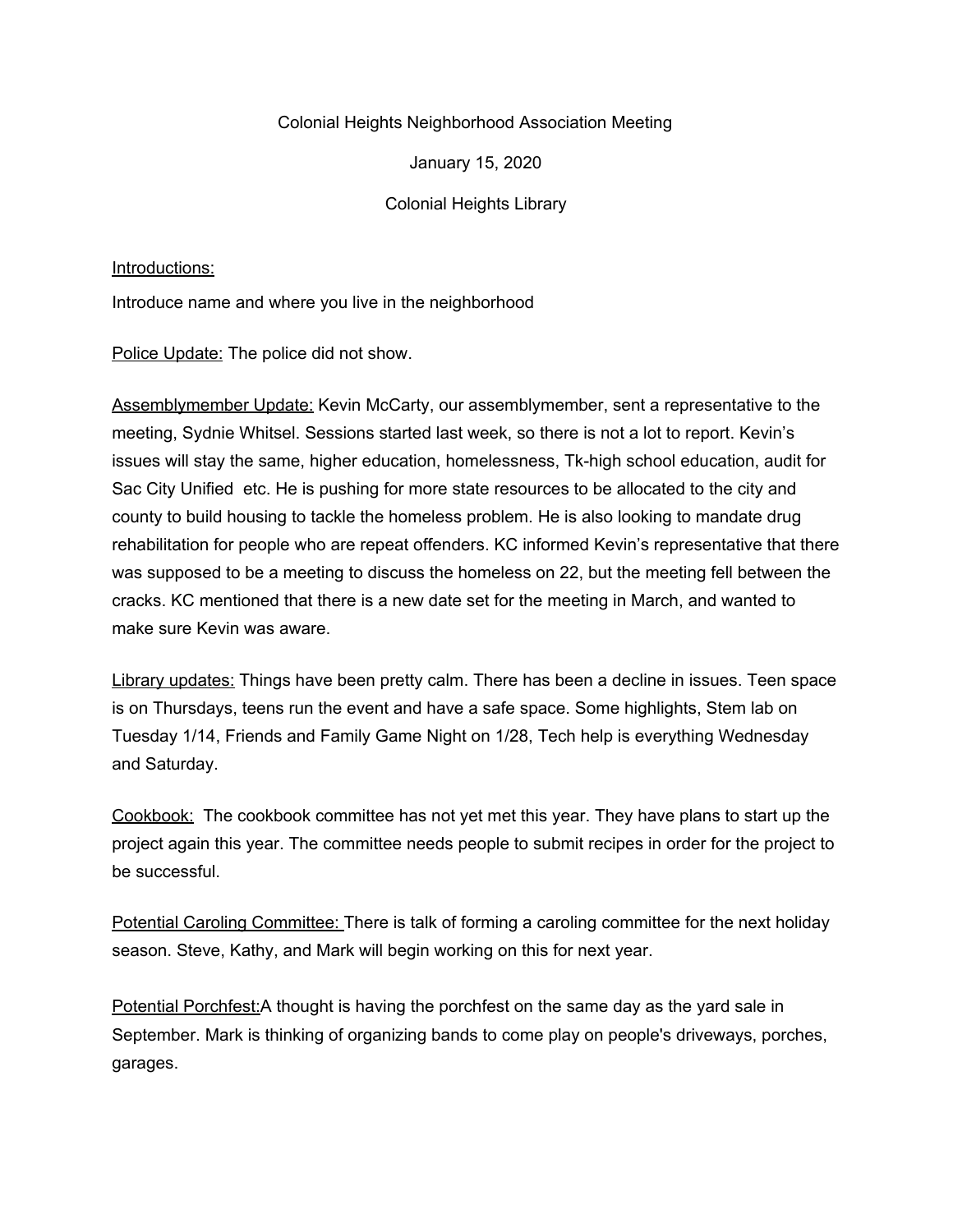Colonial Heights Neighborhood Association Meeting

January 15, 2020

Colonial Heights Library

Introductions:

Introduce name and where you live in the neighborhood

Police Update: The police did not show.

Assemblymember Update: Kevin McCarty, our assemblymember, sent a representative to the meeting, Sydnie Whitsel. Sessions started last week, so there is not a lot to report. Kevin's issues will stay the same, higher education, homelessness, Tk-high school education, audit for Sac City Unified etc. He is pushing for more state resources to be allocated to the city and county to build housing to tackle the homeless problem. He is also looking to mandate drug rehabilitation for people who are repeat offenders. KC informed Kevin's representative that there was supposed to be a meeting to discuss the homeless on 22, but the meeting fell between the cracks. KC mentioned that there is a new date set for the meeting in March, and wanted to make sure Kevin was aware.

Library updates: Things have been pretty calm. There has been a decline in issues. Teen space is on Thursdays, teens run the event and have a safe space. Some highlights, Stem lab on Tuesday 1/14, Friends and Family Game Night on 1/28, Tech help is everything Wednesday and Saturday.

Cookbook: The cookbook committee has not yet met this year. They have plans to start up the project again this year. The committee needs people to submit recipes in order for the project to be successful.

Potential Caroling Committee: There is talk of forming a caroling committee for the next holiday season. Steve, Kathy, and Mark will begin working on this for next year.

Potential Porchfest: A thought is having the porchfest on the same day as the yard sale in September. Mark is thinking of organizing bands to come play on people's driveways, porches, garages.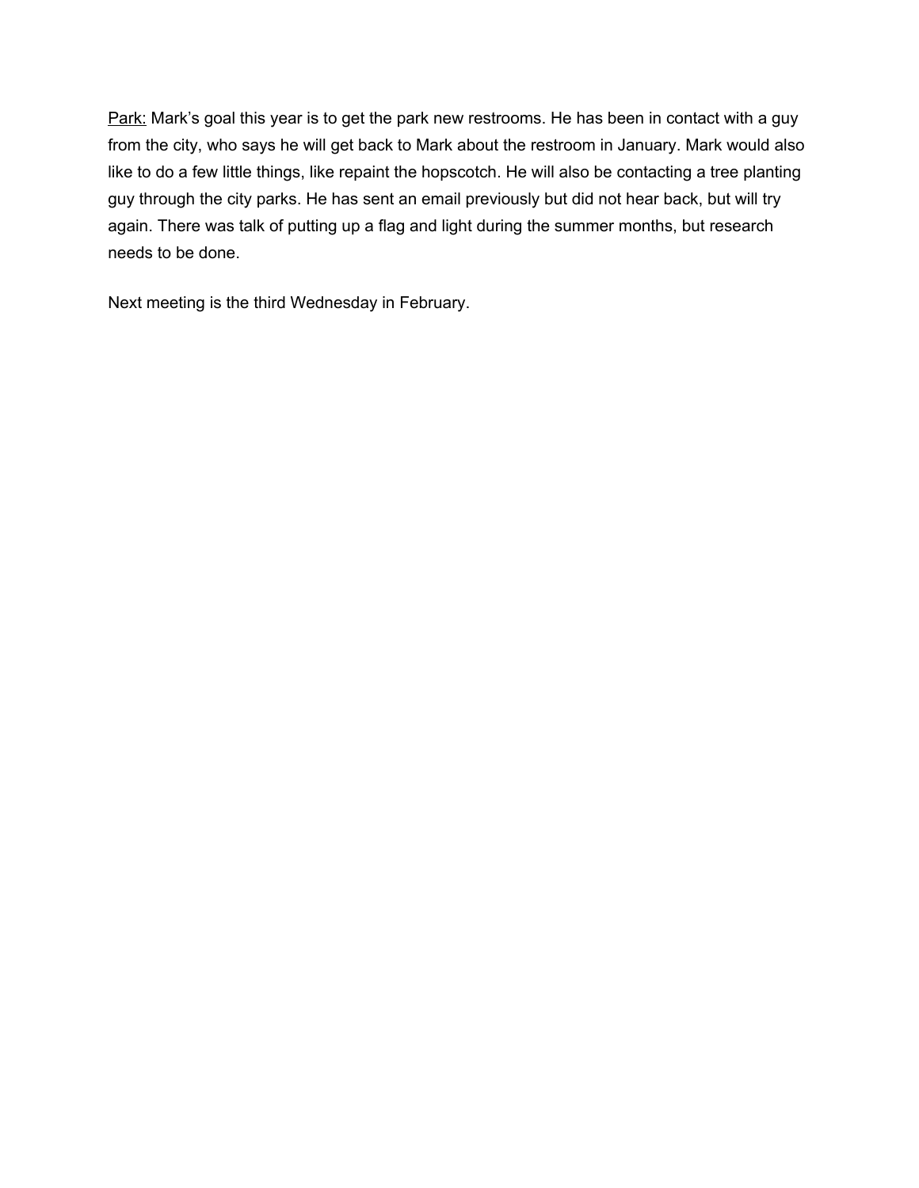<u>Park:</u> Mark's goal this year is to get the park new restrooms. He has been in contact with a guy from the city, who says he will get back to Mark about the restroom in January. Mark would also like to do a few little things, like repaint the hopscotch. He will also be contacting a tree planting guy through the city parks. He has sent an email previously but did not hear back, but will try again. There was talk of putting up a flag and light during the summer months, but research needs to be done.

Next meeting is the third Wednesday in February.